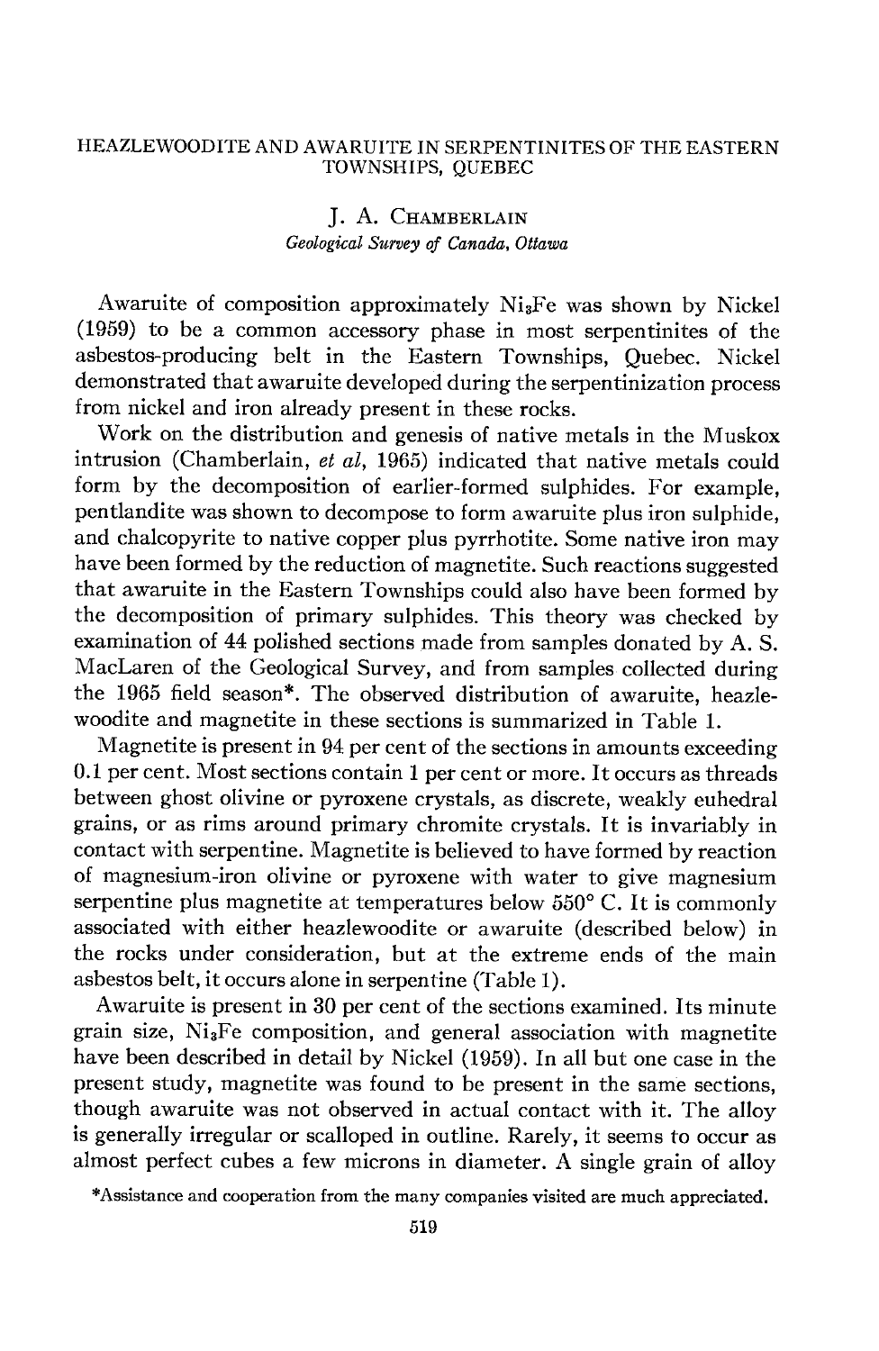# HEAZLEWOODITE AND AWARUITE IN SERPENTINITES OF THE EASTERN TOWNSHIPS, QUEBEC

J. A. CHAMBERLAIN

*Geological Survey of Canada, Ottawa*

Awaruite of composition approximately $Ni_3Fe$ was shown by Nickel (1959) to be a common accessory phase in most serpentinites of the asbestos-producing belt in the Eastern Townships, Quebec. Nickel demonstrated that awaruite developed during the serpentinization process from nickel and iron already present in these rocks.

Work on the distribution and genesis of native metals in the Muskox intrusion (Chamberlain, *et al*, 1965) indicated that native metals could form by the decomposition of earlier-formed sulphides. For example, pentlandite was shown to decompose to form awaruite plus iron sulphide, and chalcopyrite to native copper plus pyrrhotite. Some native iron may have been formed by the reduction of magnetite. Such reactions suggested that awaruite in the Eastern Townships could also have been formed by the decomposition of primary sulphides. This theory was checked by examination of 44 polished sections made from samples donated by A. S. MacLaren of the Geological Survey, and from samples collected during the 1965 field season*. The observed distribution of awaruite, heazlewoodite and magnetite in these sections is summarized in Table 1.

Magnetite is present in 94 per cent of the sections in amounts exceeding 0.1 per cent. Most sections contain 1 per cent or more. It occurs as threads between ghost olivine or pyroxene crystals, as discrete, weakly euhedral grains, or as rims around primary chromite crystals. It is invariably in contact with serpentine. Magnetite is believed to have formed by reaction of magnesium-iron olivine or pyroxene with water to give magnesium serpentine plus magnetite at temperatures below 550° C. It is commonly associated with either heazlewoodite or awaruite (described below) in the rocks under consideration, but at the extreme ends of the main asbestos belt, it occurs alone in serpentine (Table 1).

Awaruite is present in 30 per cent of the sections examined. Its minute grain size, $Ni_3Fe$ composition, and general association with magnetite have been described in detail by Nickel (1959). In all but one case in the present study, magnetite was found to be present in the same sections, though awaruite was not observed in actual contact with it. The alloy is generally irregular or scalloped in outline. Rarely, it seems to occur as almost perfect cubes a few microns in diameter. A single grain of alloy

*Assistance and cooperation from the many companies visited are much appreciated.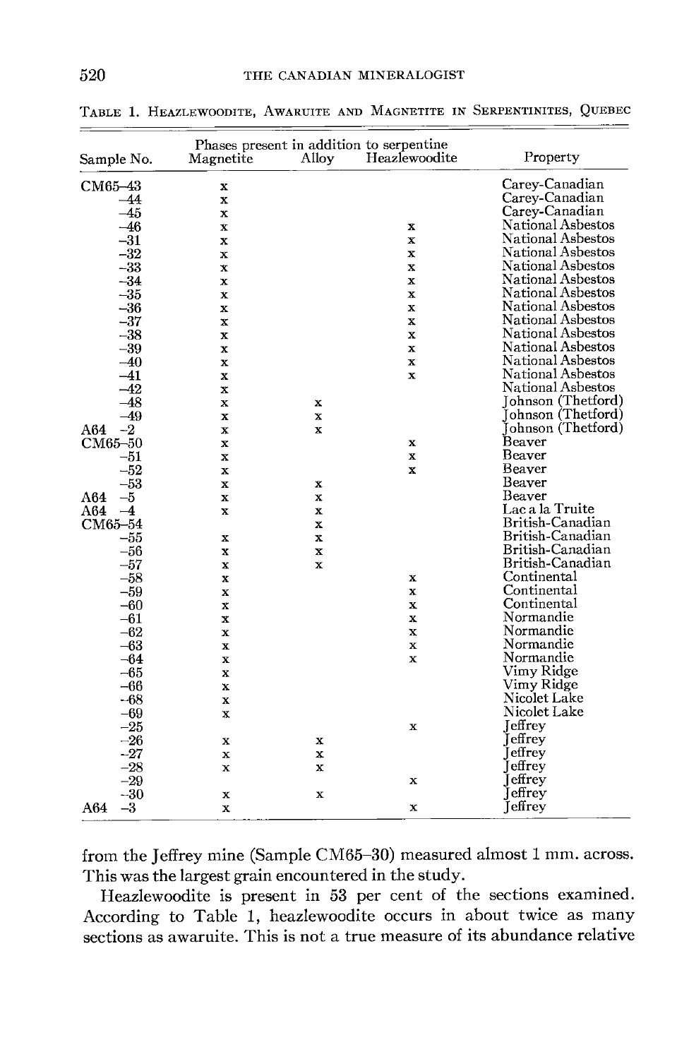TABLE 1. HEAZLEWOODITE, AWARUITE AND MAGNETITE IN SERPENTINITES, QUEBEC

| Sample No. | Phases present in addition to serpentine | | | Property |
|---|---|---|---|---|
| | Magnetite | Alloy | Heazlewoodite | |
| CM65–43 | x | | | Carey-Canadian |
| –44 | x | | | Carey-Canadian |
| –45 | x | | | Carey-Canadian |
| –46 | x | | x | National Asbestos |
| –31 | x | | x | National Asbestos |
| –32 | x | | x | National Asbestos |
| –33 | x | | x | National Asbestos |
| –34 | x | | x | National Asbestos |
| –35 | x | | x | National Asbestos |
| –36 | x | | x | National Asbestos |
| –37 | x | | x | National Asbestos |
| –38 | x | | x | National Asbestos |
| –39 | x | | x | National Asbestos |
| –40 | x | | x | National Asbestos |
| –41 | x | | x | National Asbestos |
| –42 | x | | | National Asbestos |
| –48 | x | x | | Johnson (Thetford) |
| –49 | x | x | | Johnson (Thetford) |
| A64 –2 | x | x | | Johnson (Thetford) |
| CM65–50 | x | | x | Beaver |
| –51 | x | | x | Beaver |
| –52 | x | | x | Beaver |
| –53 | x | x | | Beaver |
| A64 –5 | x | x | | Beaver |
| A64 –4 | x | x | | Lac a la Truite |
| CM65–54 | | x | | British-Canadian |
| –55 | x | x | | British-Canadian |
| –56 | x | x | | British-Canadian |
| –57 | x | x | | British-Canadian |
| –58 | x | | x | Continental |
| –59 | x | | x | Continental |
| –60 | x | | x | Continental |
| –61 | x | | x | Normandie |
| –62 | x | | x | Normandie |
| –63 | x | | x | Normandie |
| –64 | x | | x | Normandie |
| –65 | x | | | Vimy Ridge |
| –66 | x | | | Vimy Ridge |
| –68 | x | | | Nicolet Lake |
| –69 | x | | | Nicolet Lake |
| –25 | | | x | Jeffrey |
| –26 | x | x | | Jeffrey |
| –27 | x | x | | Jeffrey |
| –28 | x | x | | Jeffrey |
| –29 | | | x | Jeffrey |
| –30 | x | x | | Jeffrey |
| A64 –3 | x | | x | Jeffrey |

from the Jeffrey mine (Sample CM65–30) measured almost 1 mm. across. This was the largest grain encountered in the study.

Heazlewoodite is present in 53 per cent of the sections examined. According to Table 1, heazlewoodite occurs in about twice as many sections as awaruite. This is not a true measure of its abundance relative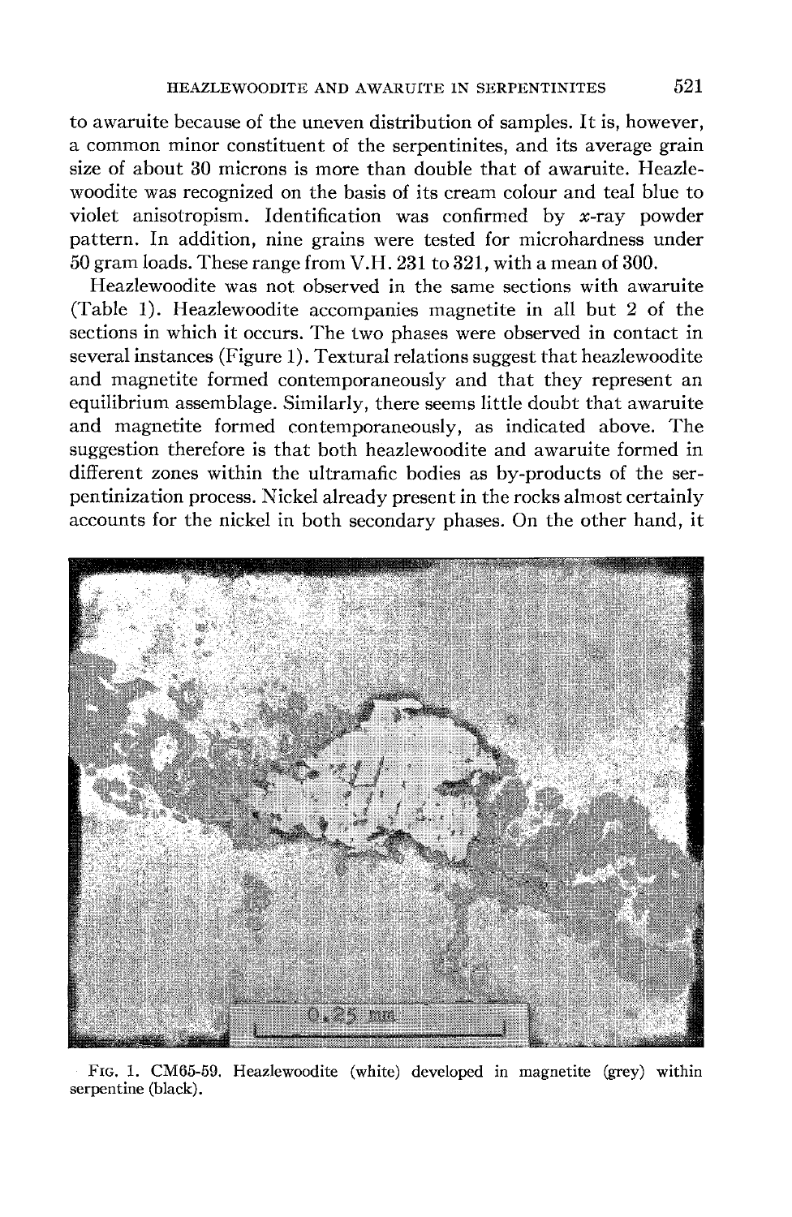to awaruite because of the uneven distribution of samples. It is, however, a common minor constituent of the serpentinites, and its average grain size of about 30 microns is more than double that of awaruite. Heazlewoodite was recognized on the basis of its cream colour and teal blue to violet anisotropism. Identification was confirmed by $x$-ray powder pattern. In addition, nine grains were tested for microhardness under 50 gram loads. These range from V.H. 231 to 321, with a mean of 300.

Heazlewoodite was not observed in the same sections with awaruite (Table 1). Heazlewoodite accompanies magnetite in all but 2 of the sections in which it occurs. The two phases were observed in contact in several instances (Figure 1). Textural relations suggest that heazlewoodite and magnetite formed contemporaneously and that they represent an equilibrium assemblage. Similarly, there seems little doubt that awaruite and magnetite formed contemporaneously, as indicated above. The suggestion therefore is that both heazlewoodite and awaruite formed in different zones within the ultramafic bodies as by-products of the serpentinization process. Nickel already present in the rocks almost certainly accounts for the nickel in both secondary phases. On the other hand, it

FIG. 1. CM65-59. Heazlewoodite (white) developed in magnetite (grey) within serpentine (black).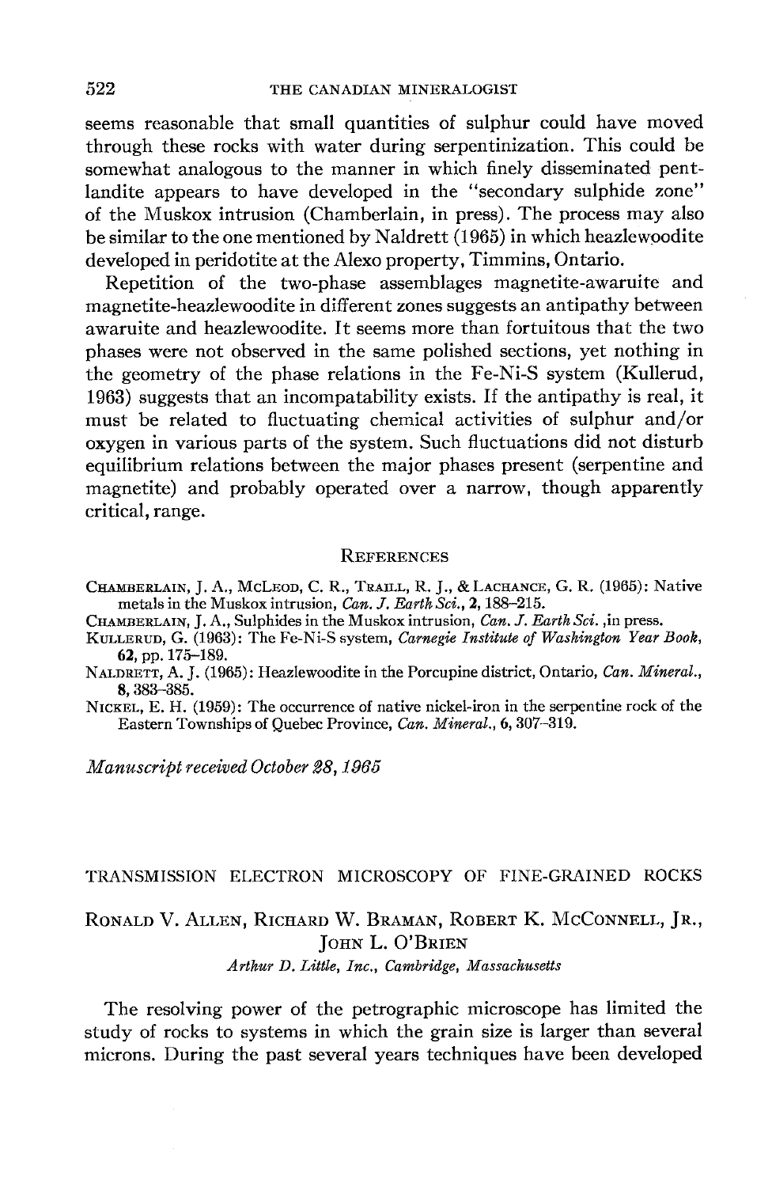seems reasonable that small quantities of sulphur could have moved through these rocks with water during serpentinization. This could be somewhat analogous to the manner in which finely disseminated pentlandite appears to have developed in the "secondary sulphide zone" of the Muskox intrusion (Chamberlain, in press). The process may also be similar to the one mentioned by Naldrett (1965) in which heazlewoodite developed in peridotite at the Alexo property, Timmins, Ontario.

Repetition of the two-phase assemblages magnetite-awaruite and magnetite-heazlewoodite in different zones suggests an antipathy between awaruite and heazlewoodite. It seems more than fortuitous that the two phases were not observed in the same polished sections, yet nothing in the geometry of the phase relations in the Fe-Ni-S system (Kullerud, 1963) suggests that an incompatability exists. If the antipathy is real, it must be related to fluctuating chemical activities of sulphur and/or oxygen in various parts of the system. Such fluctuations did not disturb equilibrium relations between the major phases present (serpentine and magnetite) and probably operated over a narrow, though apparently critical, range.

## References

Chamberlain, J. A., McLeod, C. R., Traill, R. J., & Lachance, G. R. (1965): Native metals in the Muskox intrusion, *Can. J. Earth Sci.*, **2**, 188–215.

Chamberlain, J. A., Sulphides in the Muskox intrusion, *Can. J. Earth Sci.* ,in press.

Kullerud, G. (1963): The Fe-Ni-S system, *Carnegie Institute of Washington Year Book*, **62**, pp. 175–189.

Naldrett, A. J. (1965): Heazlewoodite in the Porcupine district, Ontario, *Can. Mineral.*, **8**, 383–385.

Nickel, E. H. (1959): The occurrence of native nickel-iron in the serpentine rock of the Eastern Townships of Quebec Province, *Can. Mineral.*, **6**, 307–319.

*Manuscript received October 28, 1965*

# TRANSMISSION ELECTRON MICROSCOPY OF FINE-GRAINED ROCKS

Ronald V. Allen, Richard W. Braman, Robert K. McConnell, Jr., John L. O'Brien

*Arthur D. Little, Inc., Cambridge, Massachusetts*

The resolving power of the petrographic microscope has limited the study of rocks to systems in which the grain size is larger than several microns. During the past several years techniques have been developed